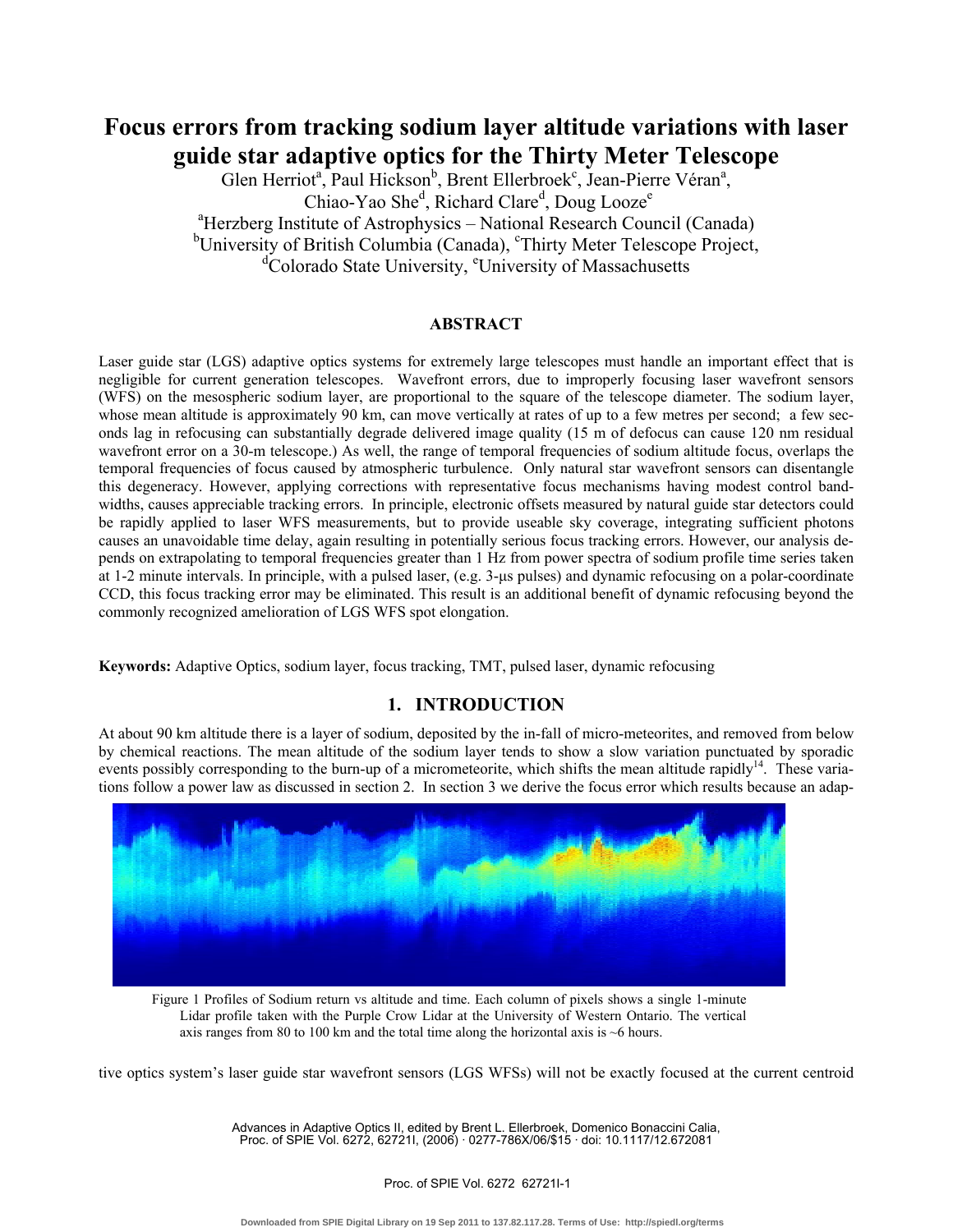# Focus errors from tracking sodium layer altitude variations with laser guide star adaptive optics for the Thirty Meter Telescope

Glen Herriot[a], Paul Hickson[b], Brent Ellerbroek[c], Jean-Pierre Véran[a], Chiao-Yao She[d], Richard Clare[d], Doug Looze[e]

[a]Herzberg Institute of Astrophysics – National Research Council (Canada)
[b]University of British Columbia (Canada), [c]Thirty Meter Telescope Project,
[d]Colorado State University, [e]University of Massachusetts

## ABSTRACT

Laser guide star (LGS) adaptive optics systems for extremely large telescopes must handle an important effect that is negligible for current generation telescopes. Wavefront errors, due to improperly focusing laser wavefront sensors (WFS) on the mesospheric sodium layer, are proportional to the square of the telescope diameter. The sodium layer, whose mean altitude is approximately 90 km, can move vertically at rates of up to a few metres per second; a few seconds lag in refocusing can substantially degrade delivered image quality (15 m of defocus can cause 120 nm residual wavefront error on a 30-m telescope.) As well, the range of temporal frequencies of sodium altitude focus, overlaps the temporal frequencies of focus caused by atmospheric turbulence. Only natural star wavefront sensors can disentangle this degeneracy. However, applying corrections with representative focus mechanisms having modest control bandwidths, causes appreciable tracking errors. In principle, electronic offsets measured by natural guide star detectors could be rapidly applied to laser WFS measurements, but to provide useable sky coverage, integrating sufficient photons causes an unavoidable time delay, again resulting in potentially serious focus tracking errors. However, our analysis depends on extrapolating to temporal frequencies greater than 1 Hz from power spectra of sodium profile time series taken at 1-2 minute intervals. In principle, with a pulsed laser, (e.g. 3-μs pulses) and dynamic refocusing on a polar-coordinate CCD, this focus tracking error may be eliminated. This result is an additional benefit of dynamic refocusing beyond the commonly recognized amelioration of LGS WFS spot elongation.

**Keywords:** Adaptive Optics, sodium layer, focus tracking, TMT, pulsed laser, dynamic refocusing

## 1. INTRODUCTION

At about 90 km altitude there is a layer of sodium, deposited by the in-fall of micro-meteorites, and removed from below by chemical reactions. The mean altitude of the sodium layer tends to show a slow variation punctuated by sporadic events possibly corresponding to the burn-up of a micrometeorite, which shifts the mean altitude rapidly[14]. These variations follow a power law as discussed in section 2. In section 3 we derive the focus error which results because an adaptive optics system's laser guide star wavefront sensors (LGS WFSs) will not be exactly focused at the current centroid

Figure 1 Profiles of Sodium return vs altitude and time. Each column of pixels shows a single 1-minute Lidar profile taken with the Purple Crow Lidar at the University of Western Ontario. The vertical axis ranges from 80 to 100 km and the total time along the horizontal axis is ~6 hours.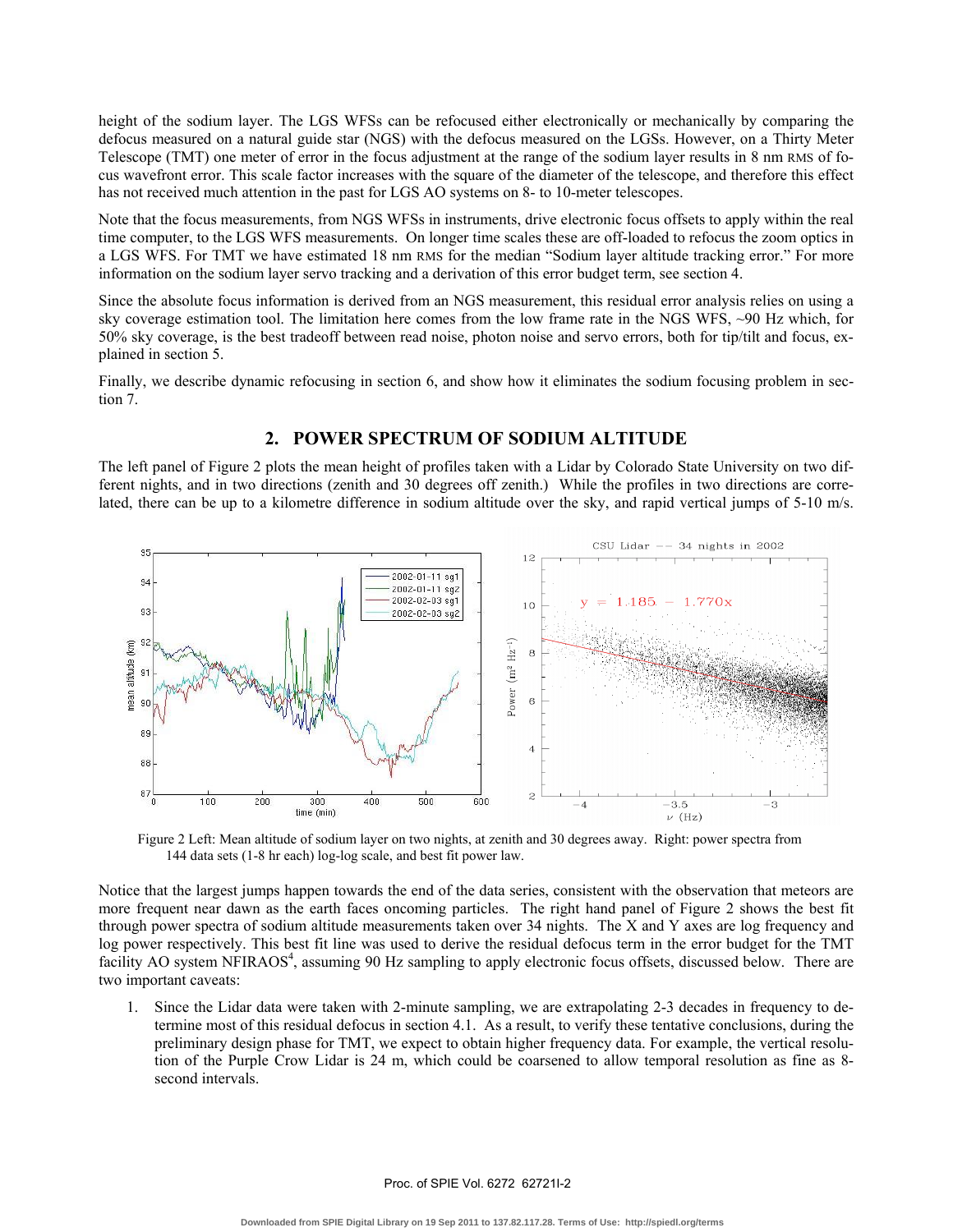height of the sodium layer. The LGS WFSs can be refocused either electronically or mechanically by comparing the defocus measured on a natural guide star (NGS) with the defocus measured on the LGSs. However, on a Thirty Meter Telescope (TMT) one meter of error in the focus adjustment at the range of the sodium layer results in 8 nm RMS of focus wavefront error. This scale factor increases with the square of the diameter of the telescope, and therefore this effect has not received much attention in the past for LGS AO systems on 8- to 10-meter telescopes.

Note that the focus measurements, from NGS WFSs in instruments, drive electronic focus offsets to apply within the real time computer, to the LGS WFS measurements. On longer time scales these are off-loaded to refocus the zoom optics in a LGS WFS. For TMT we have estimated 18 nm RMS for the median "Sodium layer altitude tracking error." For more information on the sodium layer servo tracking and a derivation of this error budget term, see section 4.

Since the absolute focus information is derived from an NGS measurement, this residual error analysis relies on using a sky coverage estimation tool. The limitation here comes from the low frame rate in the NGS WFS, ~90 Hz which, for 50% sky coverage, is the best tradeoff between read noise, photon noise and servo errors, both for tip/tilt and focus, explained in section 5.

Finally, we describe dynamic refocusing in section 6, and show how it eliminates the sodium focusing problem in section 7.

## 2. POWER SPECTRUM OF SODIUM ALTITUDE

The left panel of Figure 2 plots the mean height of profiles taken with a Lidar by Colorado State University on two different nights, and in two directions (zenith and 30 degrees off zenith.) While the profiles in two directions are correlated, there can be up to a kilometre difference in sodium altitude over the sky, and rapid vertical jumps of 5-10 m/s.

Figure 2 Left: Mean altitude of sodium layer on two nights, at zenith and 30 degrees away. Right: power spectra from 144 data sets (1-8 hr each) log-log scale, and best fit power law.

Notice that the largest jumps happen towards the end of the data series, consistent with the observation that meteors are more frequent near dawn as the earth faces oncoming particles. The right hand panel of Figure 2 shows the best fit through power spectra of sodium altitude measurements taken over 34 nights. The X and Y axes are log frequency and log power respectively. This best fit line was used to derive the residual defocus term in the error budget for the TMT facility AO system NFIRAOS[4], assuming 90 Hz sampling to apply electronic focus offsets, discussed below. There are two important caveats:

1. Since the Lidar data were taken with 2-minute sampling, we are extrapolating 2-3 decades in frequency to determine most of this residual defocus in section 4.1. As a result, to verify these tentative conclusions, during the preliminary design phase for TMT, we expect to obtain higher frequency data. For example, the vertical resolution of the Purple Crow Lidar is 24 m, which could be coarsened to allow temporal resolution as fine as 8-second intervals.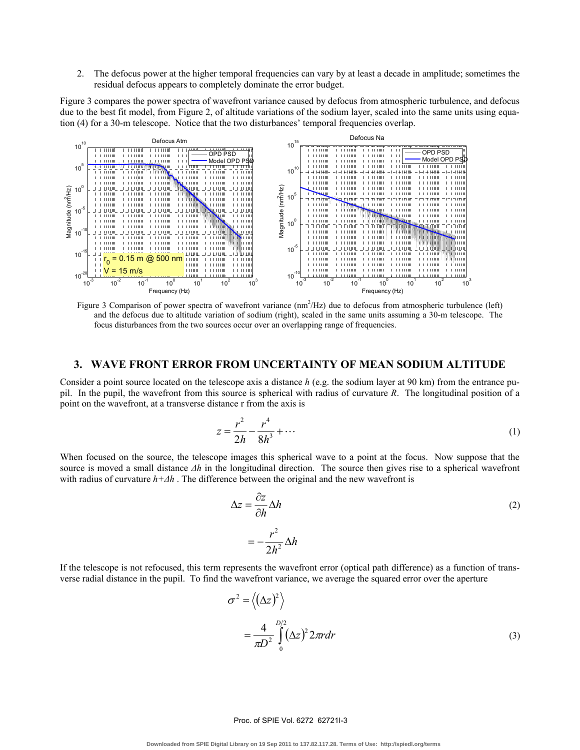2. The defocus power at the higher temporal frequencies can vary by at least a decade in amplitude; sometimes the residual defocus appears to completely dominate the error budget.

Figure 3 compares the power spectra of wavefront variance caused by defocus from atmospheric turbulence, and defocus due to the best fit model, from Figure 2, of altitude variations of the sodium layer, scaled into the same units using equation (4) for a 30-m telescope. Notice that the two disturbances' temporal frequencies overlap.

Figure 3 Comparison of power spectra of wavefront variance ($nm^2$/Hz) due to defocus from atmospheric turbulence (left) and the defocus due to altitude variation of sodium (right), scaled in the same units assuming a 30-m telescope. The focus disturbances from the two sources occur over an overlapping range of frequencies.

## 3. WAVE FRONT ERROR FROM UNCERTAINTY OF MEAN SODIUM ALTITUDE

Consider a point source located on the telescope axis a distance $h$ (e.g. the sodium layer at 90 km) from the entrance pupil. In the pupil, the wavefront from this source is spherical with radius of curvature $R$. The longitudinal position of a point on the wavefront, at a transverse distance r from the axis is

$$z = \frac{r^2}{2h} - \frac{r^4}{8h^3} + \cdots \tag{1}$$

When focused on the source, the telescope images this spherical wave to a point at the focus. Now suppose that the source is moved a small distance $\Delta h$ in the longitudinal direction. The source then gives rise to a spherical wavefront with radius of curvature $h+\Delta h$ . The difference between the original and the new wavefront is

$$\begin{aligned} \Delta z &= \frac{\partial z}{\partial h}\Delta h \\ &= -\frac{r^2}{2h^2}\Delta h \end{aligned} \tag{2}$$

If the telescope is not refocused, this term represents the wavefront error (optical path difference) as a function of transverse radial distance in the pupil. To find the wavefront variance, we average the squared error over the aperture

$$\begin{aligned} \sigma^2 &= \left\langle \left(\Delta z\right)^2 \right\rangle \\ &= \frac{4}{\pi D^2} \int_0^{D/2} \left(\Delta z\right)^2 2\pi r dr \end{aligned} \tag{3}$$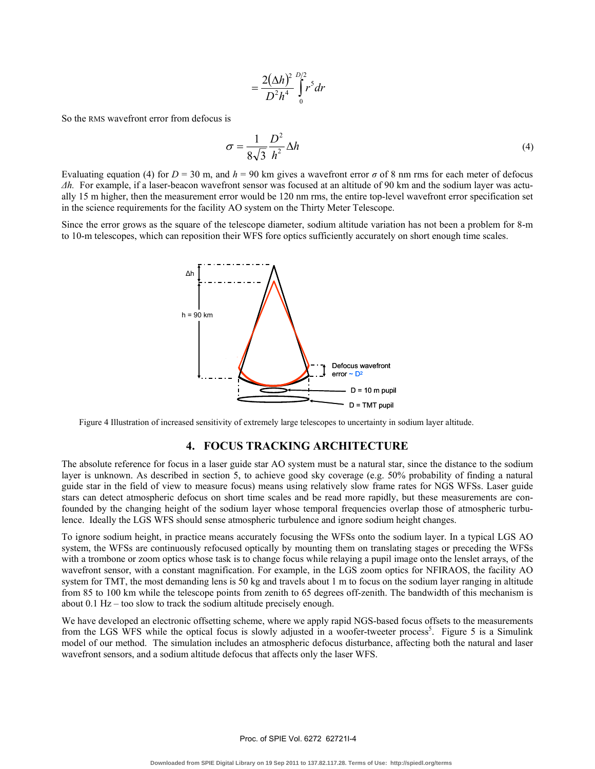$$= \frac{2(\Delta h)^2}{D^2 h^4} \int_0^{D/2} r^5 dr$$

So the RMS wavefront error from defocus is

$$\sigma = \frac{1}{8\sqrt{3}} \frac{D^2}{h^2} \Delta h \tag{4}$$

Evaluating equation (4) for $D$ = 30 m, and $h$ = 90 km gives a wavefront error $\sigma$ of 8 nm rms for each meter of defocus $\Delta h$. For example, if a laser-beacon wavefront sensor was focused at an altitude of 90 km and the sodium layer was actually 15 m higher, then the measurement error would be 120 nm rms, the entire top-level wavefront error specification set in the science requirements for the facility AO system on the Thirty Meter Telescope.

Since the error grows as the square of the telescope diameter, sodium altitude variation has not been a problem for 8-m to 10-m telescopes, which can reposition their WFS fore optics sufficiently accurately on short enough time scales.

Figure 4 Illustration of increased sensitivity of extremely large telescopes to uncertainty in sodium layer altitude.

## 4. FOCUS TRACKING ARCHITECTURE

The absolute reference for focus in a laser guide star AO system must be a natural star, since the distance to the sodium layer is unknown. As described in section 5, to achieve good sky coverage (e.g. 50% probability of finding a natural guide star in the field of view to measure focus) means using relatively slow frame rates for NGS WFSs. Laser guide stars can detect atmospheric defocus on short time scales and be read more rapidly, but these measurements are confounded by the changing height of the sodium layer whose temporal frequencies overlap those of atmospheric turbulence. Ideally the LGS WFS should sense atmospheric turbulence and ignore sodium height changes.

To ignore sodium height, in practice means accurately focusing the WFSs onto the sodium layer. In a typical LGS AO system, the WFSs are continuously refocused optically by mounting them on translating stages or preceding the WFSs with a trombone or zoom optics whose task is to change focus while relaying a pupil image onto the lenslet arrays, of the wavefront sensor, with a constant magnification. For example, in the LGS zoom optics for NFIRAOS, the facility AO system for TMT, the most demanding lens is 50 kg and travels about 1 m to focus on the sodium layer ranging in altitude from 85 to 100 km while the telescope points from zenith to 65 degrees off-zenith. The bandwidth of this mechanism is about 0.1 Hz – too slow to track the sodium altitude precisely enough.

We have developed an electronic offsetting scheme, where we apply rapid NGS-based focus offsets to the measurements from the LGS WFS while the optical focus is slowly adjusted in a woofer-tweeter process[5]. Figure 5 is a Simulink model of our method. The simulation includes an atmospheric defocus disturbance, affecting both the natural and laser wavefront sensors, and a sodium altitude defocus that affects only the laser WFS.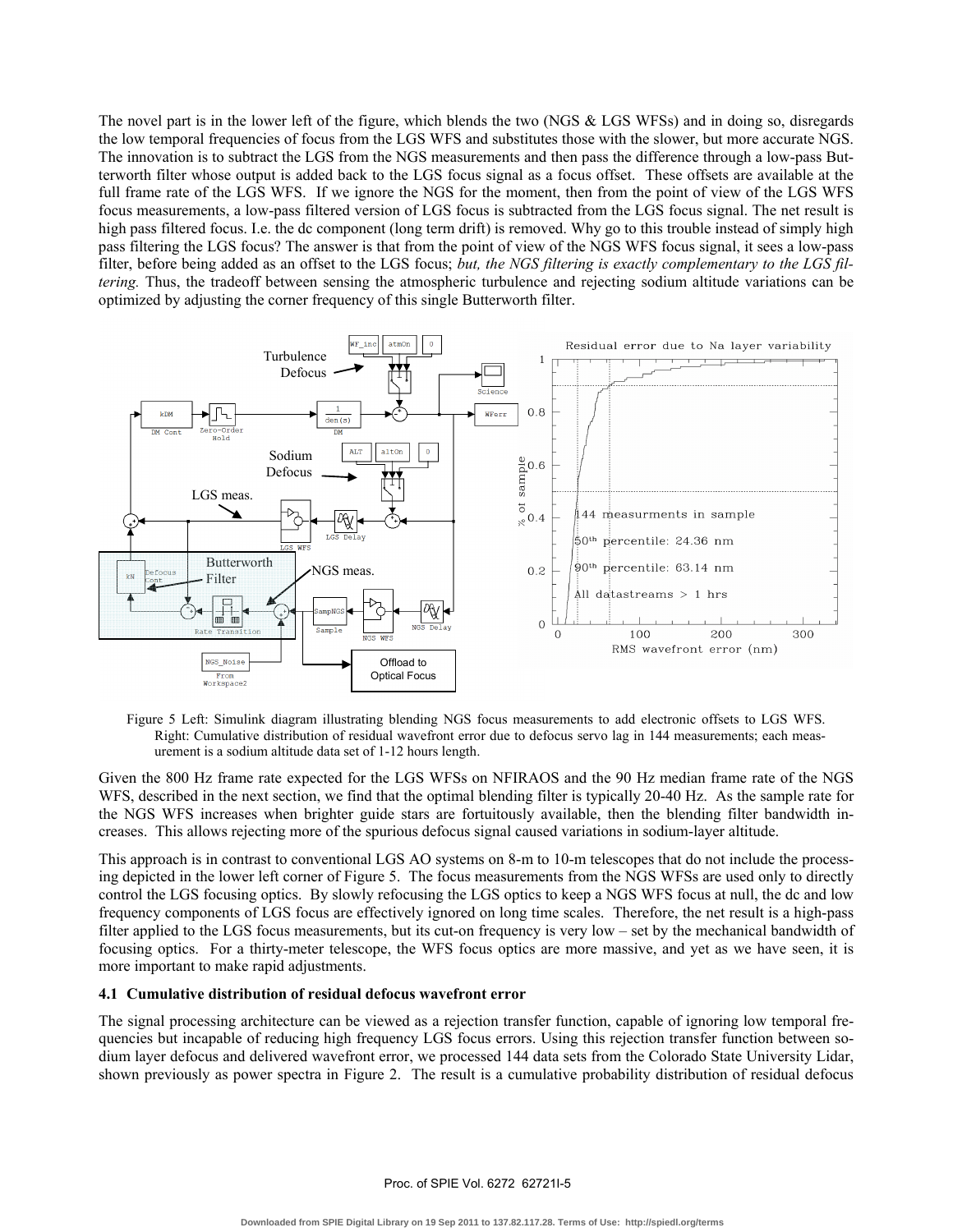The novel part is in the lower left of the figure, which blends the two (NGS & LGS WFSs) and in doing so, disregards the low temporal frequencies of focus from the LGS WFS and substitutes those with the slower, but more accurate NGS. The innovation is to subtract the LGS from the NGS measurements and then pass the difference through a low-pass Butterworth filter whose output is added back to the LGS focus signal as a focus offset. These offsets are available at the full frame rate of the LGS WFS. If we ignore the NGS for the moment, then from the point of view of the LGS WFS focus measurements, a low-pass filtered version of LGS focus is subtracted from the LGS focus signal. The net result is high pass filtered focus. I.e. the dc component (long term drift) is removed. Why go to this trouble instead of simply high pass filtering the LGS focus? The answer is that from the point of view of the NGS WFS focus signal, it sees a low-pass filter, before being added as an offset to the LGS focus; *but, the NGS filtering is exactly complementary to the LGS filtering.* Thus, the tradeoff between sensing the atmospheric turbulence and rejecting sodium altitude variations can be optimized by adjusting the corner frequency of this single Butterworth filter.

Figure 5 Left: Simulink diagram illustrating blending NGS focus measurements to add electronic offsets to LGS WFS. Right: Cumulative distribution of residual wavefront error due to defocus servo lag in 144 measurements; each measurement is a sodium altitude data set of 1-12 hours length.

Given the 800 Hz frame rate expected for the LGS WFSs on NFIRAOS and the 90 Hz median frame rate of the NGS WFS, described in the next section, we find that the optimal blending filter is typically 20-40 Hz. As the sample rate for the NGS WFS increases when brighter guide stars are fortuitously available, then the blending filter bandwidth increases. This allows rejecting more of the spurious defocus signal caused variations in sodium-layer altitude.

This approach is in contrast to conventional LGS AO systems on 8-m to 10-m telescopes that do not include the processing depicted in the lower left corner of Figure 5. The focus measurements from the NGS WFSs are used only to directly control the LGS focusing optics. By slowly refocusing the LGS optics to keep a NGS WFS focus at null, the dc and low frequency components of LGS focus are effectively ignored on long time scales. Therefore, the net result is a high-pass filter applied to the LGS focus measurements, but its cut-on frequency is very low – set by the mechanical bandwidth of focusing optics. For a thirty-meter telescope, the WFS focus optics are more massive, and yet as we have seen, it is more important to make rapid adjustments.

### 4.1 Cumulative distribution of residual defocus wavefront error

The signal processing architecture can be viewed as a rejection transfer function, capable of ignoring low temporal frequencies but incapable of reducing high frequency LGS focus errors. Using this rejection transfer function between sodium layer defocus and delivered wavefront error, we processed 144 data sets from the Colorado State University Lidar, shown previously as power spectra in Figure 2. The result is a cumulative probability distribution of residual defocus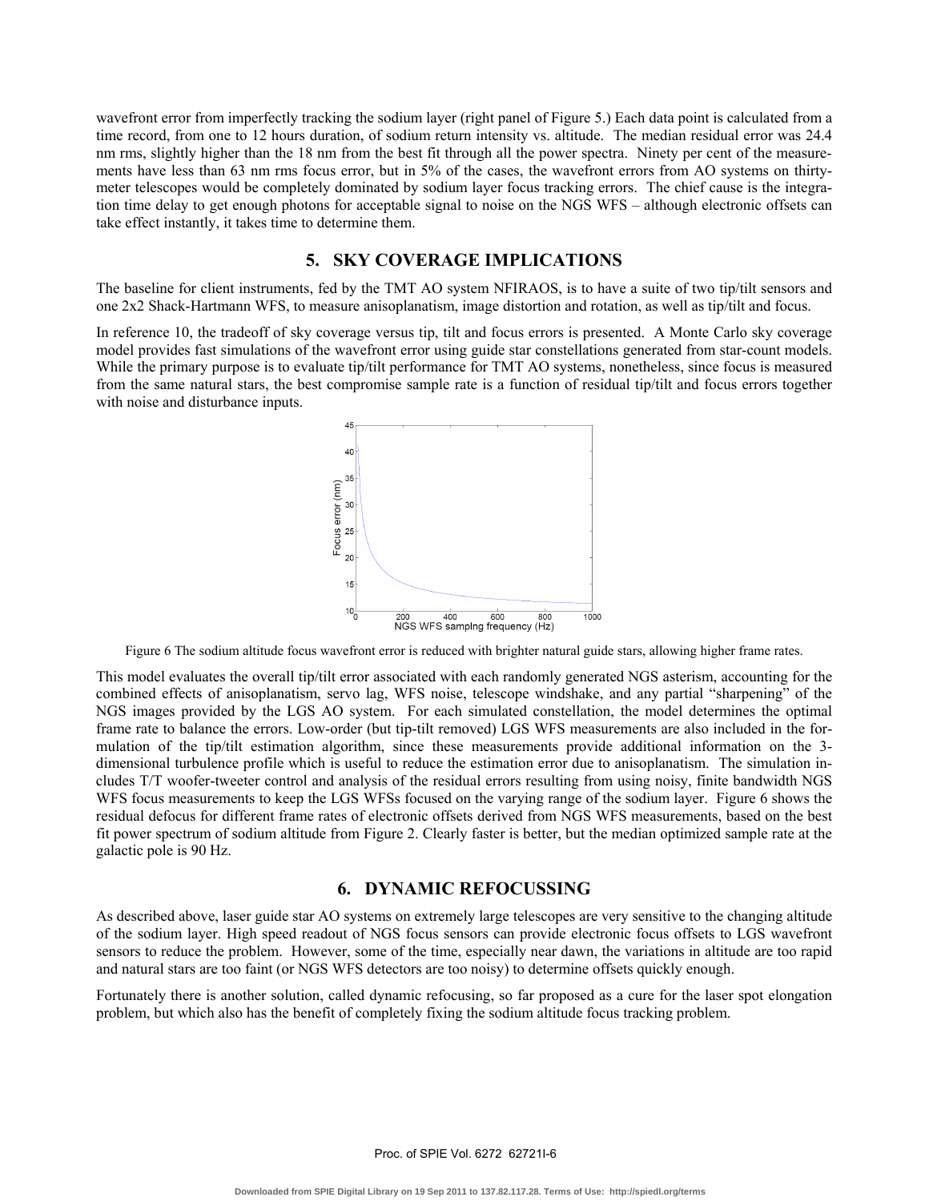wavefront error from imperfectly tracking the sodium layer (right panel of Figure 5.) Each data point is calculated from a time record, from one to 12 hours duration, of sodium return intensity vs. altitude. The median residual error was 24.4 nm rms, slightly higher than the 18 nm from the best fit through all the power spectra. Ninety per cent of the measurements have less than 63 nm rms focus error, but in 5% of the cases, the wavefront errors from AO systems on thirty-meter telescopes would be completely dominated by sodium layer focus tracking errors. The chief cause is the integration time delay to get enough photons for acceptable signal to noise on the NGS WFS – although electronic offsets can take effect instantly, it takes time to determine them.

## 5. SKY COVERAGE IMPLICATIONS

The baseline for client instruments, fed by the TMT AO system NFIRAOS, is to have a suite of two tip/tilt sensors and one 2x2 Shack-Hartmann WFS, to measure anisoplanatism, image distortion and rotation, as well as tip/tilt and focus.

In reference 10, the tradeoff of sky coverage versus tip, tilt and focus errors is presented. A Monte Carlo sky coverage model provides fast simulations of the wavefront error using guide star constellations generated from star-count models. While the primary purpose is to evaluate tip/tilt performance for TMT AO systems, nonetheless, since focus is measured from the same natural stars, the best compromise sample rate is a function of residual tip/tilt and focus errors together with noise and disturbance inputs.

Figure 6 The sodium altitude focus wavefront error is reduced with brighter natural guide stars, allowing higher frame rates.

This model evaluates the overall tip/tilt error associated with each randomly generated NGS asterism, accounting for the combined effects of anisoplanatism, servo lag, WFS noise, telescope windshake, and any partial "sharpening" of the NGS images provided by the LGS AO system. For each simulated constellation, the model determines the optimal frame rate to balance the errors. Low-order (but tip-tilt removed) LGS WFS measurements are also included in the formulation of the tip/tilt estimation algorithm, since these measurements provide additional information on the 3-dimensional turbulence profile which is useful to reduce the estimation error due to anisoplanatism. The simulation includes T/T woofer-tweeter control and analysis of the residual errors resulting from using noisy, finite bandwidth NGS WFS focus measurements to keep the LGS WFSs focused on the varying range of the sodium layer. Figure 6 shows the residual defocus for different frame rates of electronic offsets derived from NGS WFS measurements, based on the best fit power spectrum of sodium altitude from Figure 2. Clearly faster is better, but the median optimized sample rate at the galactic pole is 90 Hz.

## 6. DYNAMIC REFOCUSSING

As described above, laser guide star AO systems on extremely large telescopes are very sensitive to the changing altitude of the sodium layer. High speed readout of NGS focus sensors can provide electronic focus offsets to LGS wavefront sensors to reduce the problem. However, some of the time, especially near dawn, the variations in altitude are too rapid and natural stars are too faint (or NGS WFS detectors are too noisy) to determine offsets quickly enough.

Fortunately there is another solution, called dynamic refocusing, so far proposed as a cure for the laser spot elongation problem, but which also has the benefit of completely fixing the sodium altitude focus tracking problem.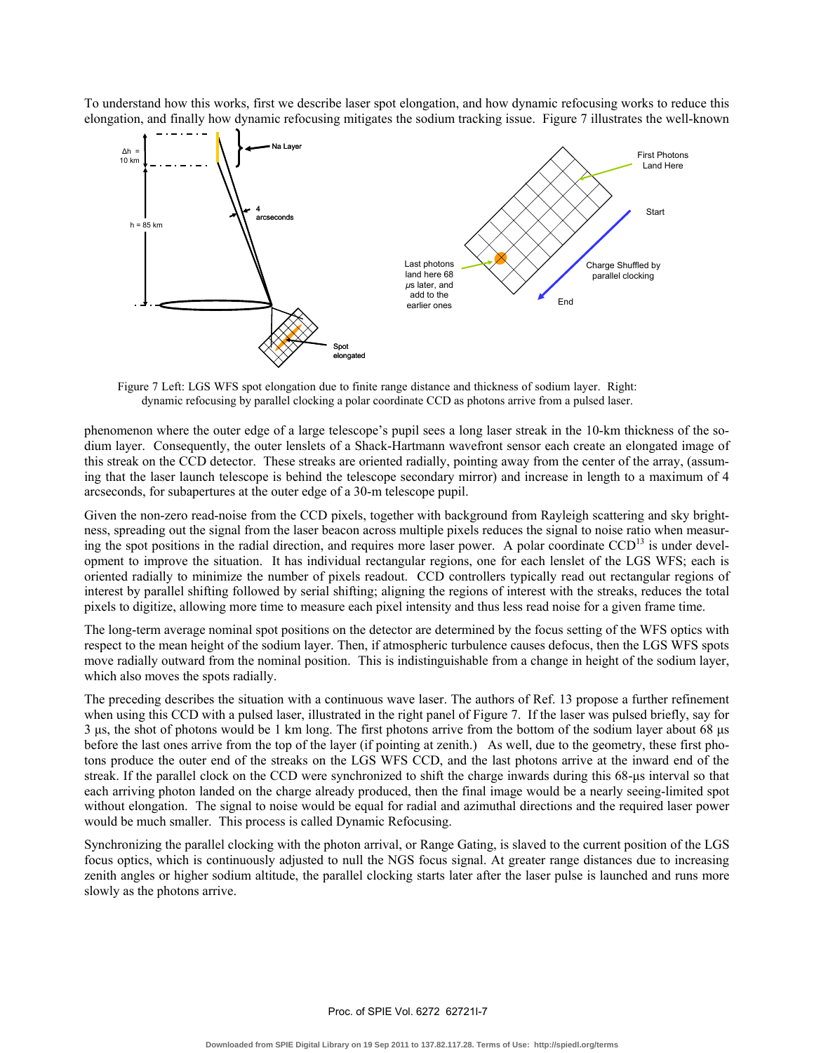To understand how this works, first we describe laser spot elongation, and how dynamic refocusing works to reduce this elongation, and finally how dynamic refocusing mitigates the sodium tracking issue. Figure 7 illustrates the well-known

Figure 7 Left: LGS WFS spot elongation due to finite range distance and thickness of sodium layer. Right: dynamic refocusing by parallel clocking a polar coordinate CCD as photons arrive from a pulsed laser.

phenomenon where the outer edge of a large telescope's pupil sees a long laser streak in the 10-km thickness of the sodium layer. Consequently, the outer lenslets of a Shack-Hartmann wavefront sensor each create an elongated image of this streak on the CCD detector. These streaks are oriented radially, pointing away from the center of the array, (assuming that the laser launch telescope is behind the telescope secondary mirror) and increase in length to a maximum of 4 arcseconds, for subapertures at the outer edge of a 30-m telescope pupil.

Given the non-zero read-noise from the CCD pixels, together with background from Rayleigh scattering and sky brightness, spreading out the signal from the laser beacon across multiple pixels reduces the signal to noise ratio when measuring the spot positions in the radial direction, and requires more laser power. A polar coordinate CCD[13] is under development to improve the situation. It has individual rectangular regions, one for each lenslet of the LGS WFS; each is oriented radially to minimize the number of pixels readout. CCD controllers typically read out rectangular regions of interest by parallel shifting followed by serial shifting; aligning the regions of interest with the streaks, reduces the total pixels to digitize, allowing more time to measure each pixel intensity and thus less read noise for a given frame time.

The long-term average nominal spot positions on the detector are determined by the focus setting of the WFS optics with respect to the mean height of the sodium layer. Then, if atmospheric turbulence causes defocus, then the LGS WFS spots move radially outward from the nominal position. This is indistinguishable from a change in height of the sodium layer, which also moves the spots radially.

The preceding describes the situation with a continuous wave laser. The authors of Ref. 13 propose a further refinement when using this CCD with a pulsed laser, illustrated in the right panel of Figure 7. If the laser was pulsed briefly, say for 3 μs, the shot of photons would be 1 km long. The first photons arrive from the bottom of the sodium layer about 68 μs before the last ones arrive from the top of the layer (if pointing at zenith.) As well, due to the geometry, these first photons produce the outer end of the streaks on the LGS WFS CCD, and the last photons arrive at the inward end of the streak. If the parallel clock on the CCD were synchronized to shift the charge inwards during this 68-μs interval so that each arriving photon landed on the charge already produced, then the final image would be a nearly seeing-limited spot without elongation. The signal to noise would be equal for radial and azimuthal directions and the required laser power would be much smaller. This process is called Dynamic Refocusing.

Synchronizing the parallel clocking with the photon arrival, or Range Gating, is slaved to the current position of the LGS focus optics, which is continuously adjusted to null the NGS focus signal. At greater range distances due to increasing zenith angles or higher sodium altitude, the parallel clocking starts later after the laser pulse is launched and runs more slowly as the photons arrive.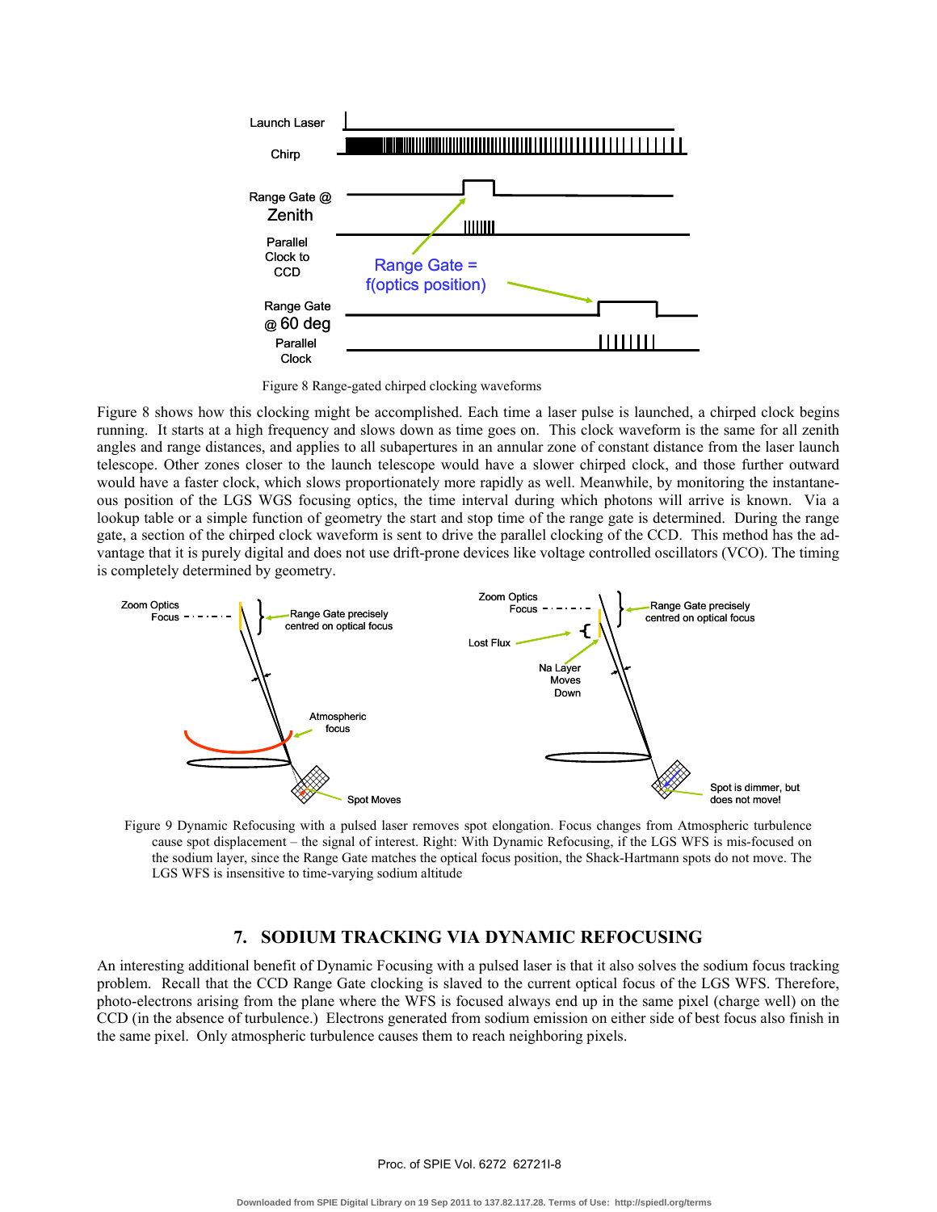Figure 8 Range-gated chirped clocking waveforms

Figure 8 shows how this clocking might be accomplished. Each time a laser pulse is launched, a chirped clock begins running. It starts at a high frequency and slows down as time goes on. This clock waveform is the same for all zenith angles and range distances, and applies to all subapertures in an annular zone of constant distance from the laser launch telescope. Other zones closer to the launch telescope would have a slower chirped clock, and those further outward would have a faster clock, which slows proportionately more rapidly as well. Meanwhile, by monitoring the instantaneous position of the LGS WGS focusing optics, the time interval during which photons will arrive is known. Via a lookup table or a simple function of geometry the start and stop time of the range gate is determined. During the range gate, a section of the chirped clock waveform is sent to drive the parallel clocking of the CCD. This method has the advantage that it is purely digital and does not use drift-prone devices like voltage controlled oscillators (VCO). The timing is completely determined by geometry.

Figure 9 Dynamic Refocusing with a pulsed laser removes spot elongation. Focus changes from Atmospheric turbulence cause spot displacement – the signal of interest. Right: With Dynamic Refocusing, if the LGS WFS is mis-focused on the sodium layer, since the Range Gate matches the optical focus position, the Shack-Hartmann spots do not move. The LGS WFS is insensitive to time-varying sodium altitude

## 7. SODIUM TRACKING VIA DYNAMIC REFOCUSING

An interesting additional benefit of Dynamic Focusing with a pulsed laser is that it also solves the sodium focus tracking problem. Recall that the CCD Range Gate clocking is slaved to the current optical focus of the LGS WFS. Therefore, photo-electrons arising from the plane where the WFS is focused always end up in the same pixel (charge well) on the CCD (in the absence of turbulence.) Electrons generated from sodium emission on either side of best focus also finish in the same pixel. Only atmospheric turbulence causes them to reach neighboring pixels.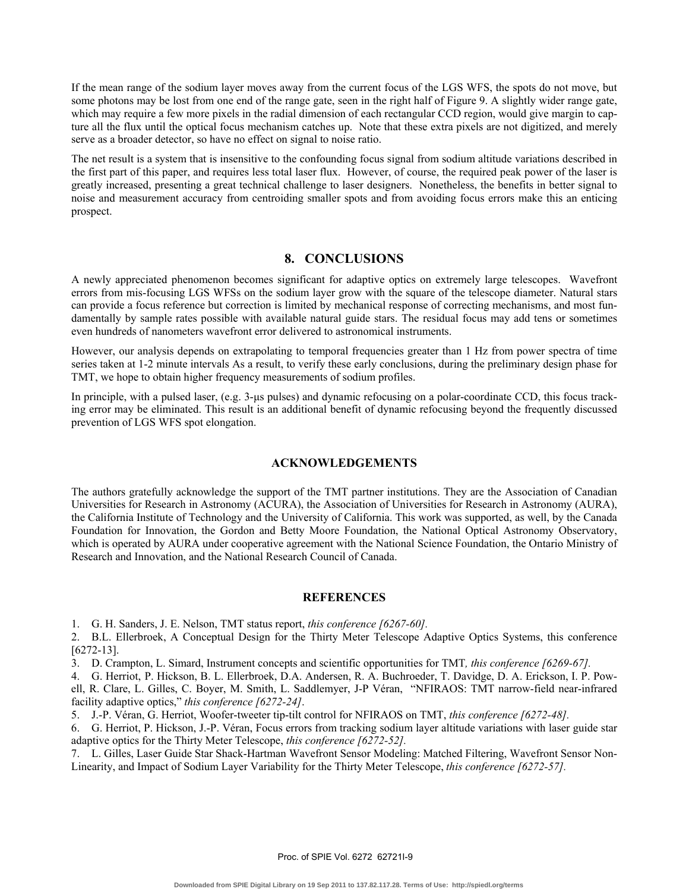If the mean range of the sodium layer moves away from the current focus of the LGS WFS, the spots do not move, but some photons may be lost from one end of the range gate, seen in the right half of Figure 9. A slightly wider range gate, which may require a few more pixels in the radial dimension of each rectangular CCD region, would give margin to capture all the flux until the optical focus mechanism catches up. Note that these extra pixels are not digitized, and merely serve as a broader detector, so have no effect on signal to noise ratio.

The net result is a system that is insensitive to the confounding focus signal from sodium altitude variations described in the first part of this paper, and requires less total laser flux. However, of course, the required peak power of the laser is greatly increased, presenting a great technical challenge to laser designers. Nonetheless, the benefits in better signal to noise and measurement accuracy from centroiding smaller spots and from avoiding focus errors make this an enticing prospect.

## 8. CONCLUSIONS

A newly appreciated phenomenon becomes significant for adaptive optics on extremely large telescopes. Wavefront errors from mis-focusing LGS WFSs on the sodium layer grow with the square of the telescope diameter. Natural stars can provide a focus reference but correction is limited by mechanical response of correcting mechanisms, and most fundamentally by sample rates possible with available natural guide stars. The residual focus may add tens or sometimes even hundreds of nanometers wavefront error delivered to astronomical instruments.

However, our analysis depends on extrapolating to temporal frequencies greater than 1 Hz from power spectra of time series taken at 1-2 minute intervals As a result, to verify these early conclusions, during the preliminary design phase for TMT, we hope to obtain higher frequency measurements of sodium profiles.

In principle, with a pulsed laser, (e.g. 3-μs pulses) and dynamic refocusing on a polar-coordinate CCD, this focus tracking error may be eliminated. This result is an additional benefit of dynamic refocusing beyond the frequently discussed prevention of LGS WFS spot elongation.

## ACKNOWLEDGEMENTS

The authors gratefully acknowledge the support of the TMT partner institutions. They are the Association of Canadian Universities for Research in Astronomy (ACURA), the Association of Universities for Research in Astronomy (AURA), the California Institute of Technology and the University of California. This work was supported, as well, by the Canada Foundation for Innovation, the Gordon and Betty Moore Foundation, the National Optical Astronomy Observatory, which is operated by AURA under cooperative agreement with the National Science Foundation, the Ontario Ministry of Research and Innovation, and the National Research Council of Canada.

## REFERENCES

1. G. H. Sanders, J. E. Nelson, TMT status report, *this conference [6267-60].*
2. B.L. Ellerbroek, A Conceptual Design for the Thirty Meter Telescope Adaptive Optics Systems, this conference [6272-13].
3. D. Crampton, L. Simard, Instrument concepts and scientific opportunities for TMT*, this conference [6269-67].*
4. G. Herriot, P. Hickson, B. L. Ellerbroek, D.A. Andersen, R. A. Buchroeder, T. Davidge, D. A. Erickson, I. P. Powell, R. Clare, L. Gilles, C. Boyer, M. Smith, L. Saddlemyer, J-P Véran, "NFIRAOS: TMT narrow-field near-infrared facility adaptive optics," *this conference [6272-24]*.
5. J.-P. Véran, G. Herriot, Woofer-tweeter tip-tilt control for NFIRAOS on TMT, *this conference [6272-48].*
6. G. Herriot, P. Hickson, J.-P. Véran, Focus errors from tracking sodium layer altitude variations with laser guide star adaptive optics for the Thirty Meter Telescope, *this conference [6272-52].*
7. L. Gilles, Laser Guide Star Shack-Hartman Wavefront Sensor Modeling: Matched Filtering, Wavefront Sensor Non-Linearity, and Impact of Sodium Layer Variability for the Thirty Meter Telescope, *this conference [6272-57].*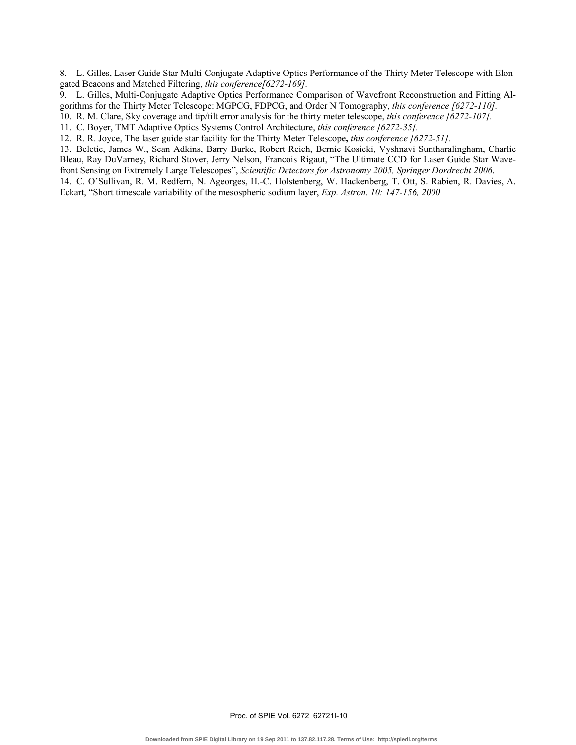8. L. Gilles, Laser Guide Star Multi-Conjugate Adaptive Optics Performance of the Thirty Meter Telescope with Elongated Beacons and Matched Filtering, *this conference[6272-169].*

9. L. Gilles, Multi-Conjugate Adaptive Optics Performance Comparison of Wavefront Reconstruction and Fitting Algorithms for the Thirty Meter Telescope: MGPCG, FDPCG, and Order N Tomography, *this conference [6272-110].*

10. R. M. Clare, Sky coverage and tip/tilt error analysis for the thirty meter telescope, *this conference [6272-107].*

11. C. Boyer, TMT Adaptive Optics Systems Control Architecture, *this conference [6272-35].*

12. R. R. Joyce, The laser guide star facility for the Thirty Meter Telescope**,** *this conference [6272-51].*

13. Beletic, James W., Sean Adkins, Barry Burke, Robert Reich, Bernie Kosicki, Vyshnavi Suntharalingham, Charlie Bleau, Ray DuVarney, Richard Stover, Jerry Nelson, Francois Rigaut, "The Ultimate CCD for Laser Guide Star Wavefront Sensing on Extremely Large Telescopes", *Scientific Detectors for Astronomy 2005, Springer Dordrecht 2006*.

14. C. O'Sullivan, R. M. Redfern, N. Ageorges, H.-C. Holstenberg, W. Hackenberg, T. Ott, S. Rabien, R. Davies, A. Eckart, "Short timescale variability of the mesospheric sodium layer, *Exp. Astron. 10: 147-156, 2000*